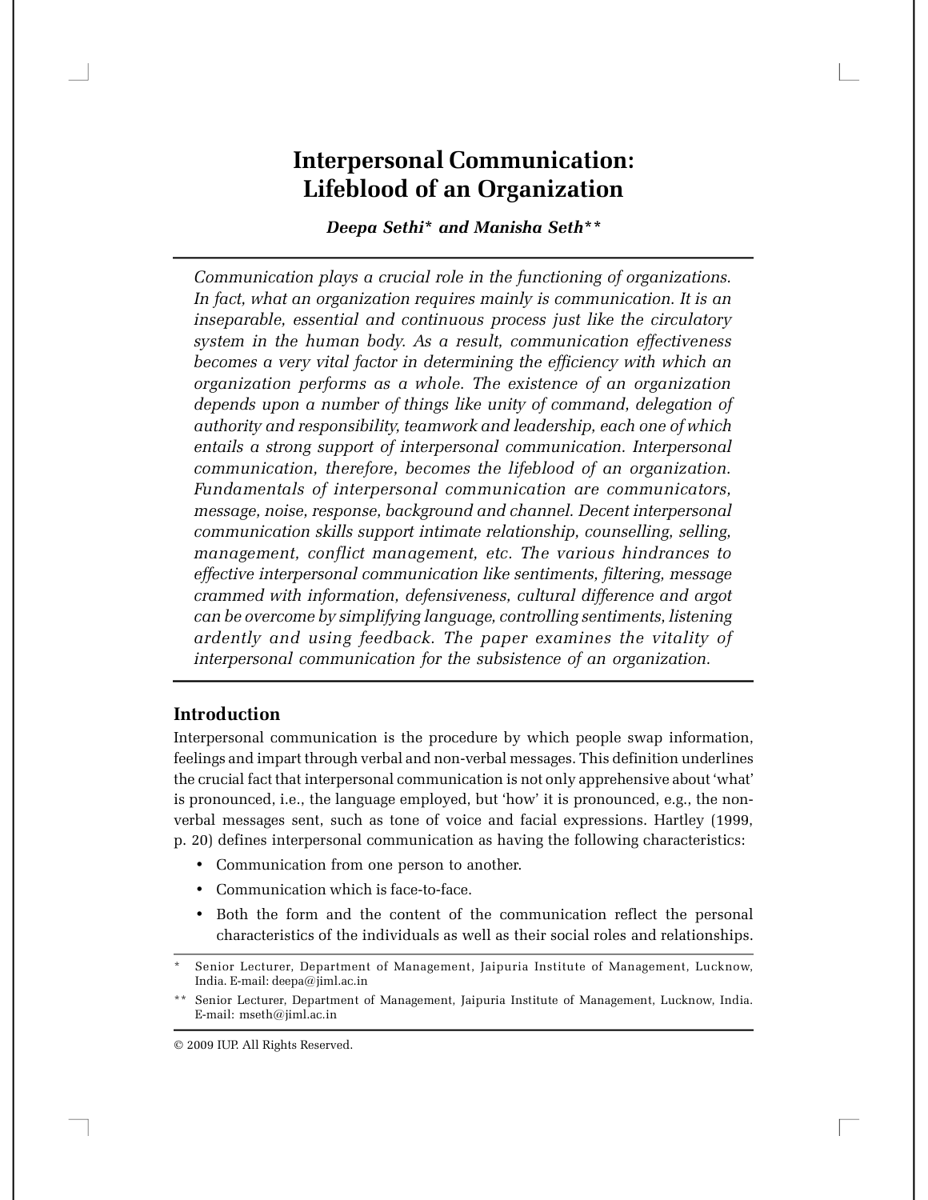# Interpersonal Communication: Lifeblood of an Organization

***Deepa Sethi\* and Manisha Seth\*\****

---

*Communication plays a crucial role in the functioning of organizations. In fact, what an organization requires mainly is communication. It is an inseparable, essential and continuous process just like the circulatory system in the human body. As a result, communication effectiveness becomes a very vital factor in determining the efficiency with which an organization performs as a whole. The existence of an organization depends upon a number of things like unity of command, delegation of authority and responsibility, teamwork and leadership, each one of which entails a strong support of interpersonal communication. Interpersonal communication, therefore, becomes the lifeblood of an organization. Fundamentals of interpersonal communication are communicators, message, noise, response, background and channel. Decent interpersonal communication skills support intimate relationship, counselling, selling, management, conflict management, etc. The various hindrances to effective interpersonal communication like sentiments, filtering, message crammed with information, defensiveness, cultural difference and argot can be overcome by simplifying language, controlling sentiments, listening ardently and using feedback. The paper examines the vitality of interpersonal communication for the subsistence of an organization.*

---

## Introduction

Interpersonal communication is the procedure by which people swap information, feelings and impart through verbal and non-verbal messages. This definition underlines the crucial fact that interpersonal communication is not only apprehensive about 'what' is pronounced, i.e., the language employed, but 'how' it is pronounced, e.g., the non-verbal messages sent, such as tone of voice and facial expressions. Hartley (1999, p. 20) defines interpersonal communication as having the following characteristics:

- Communication from one person to another.
- Communication which is face-to-face.
- Both the form and the content of the communication reflect the personal characteristics of the individuals as well as their social roles and relationships.

---

\* Senior Lecturer, Department of Management, Jaipuria Institute of Management, Lucknow, India. E-mail: deepa@jiml.ac.in

\*\* Senior Lecturer, Department of Management, Jaipuria Institute of Management, Lucknow, India. E-mail: mseth@jiml.ac.in

© 2009 IUP. All Rights Reserved.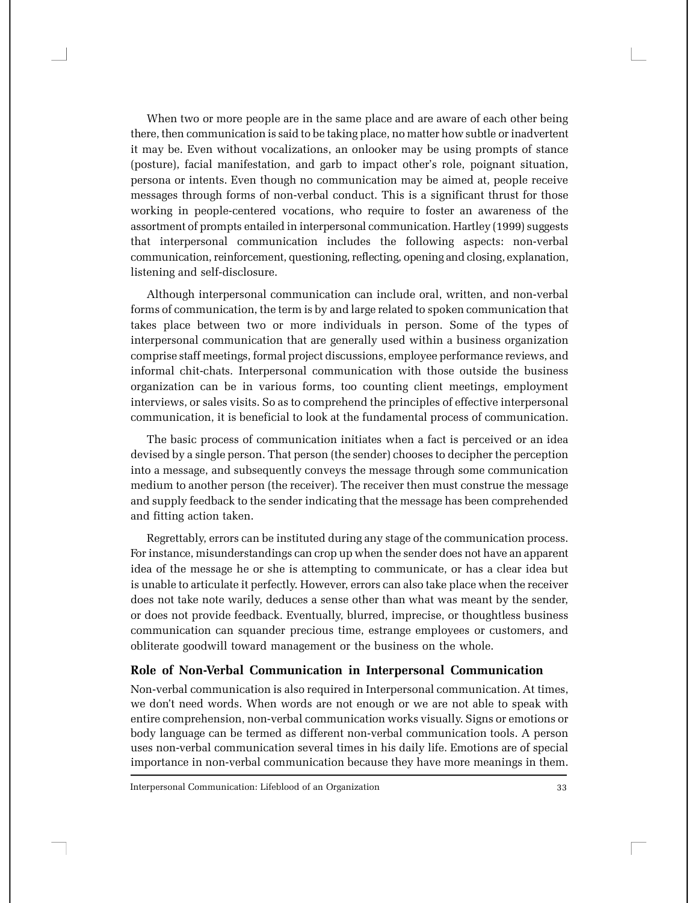When two or more people are in the same place and are aware of each other being there, then communication is said to be taking place, no matter how subtle or inadvertent it may be. Even without vocalizations, an onlooker may be using prompts of stance (posture), facial manifestation, and garb to impact other's role, poignant situation, persona or intents. Even though no communication may be aimed at, people receive messages through forms of non-verbal conduct. This is a significant thrust for those working in people-centered vocations, who require to foster an awareness of the assortment of prompts entailed in interpersonal communication. Hartley (1999) suggests that interpersonal communication includes the following aspects: non-verbal communication, reinforcement, questioning, reflecting, opening and closing, explanation, listening and self-disclosure.

Although interpersonal communication can include oral, written, and non-verbal forms of communication, the term is by and large related to spoken communication that takes place between two or more individuals in person. Some of the types of interpersonal communication that are generally used within a business organization comprise staff meetings, formal project discussions, employee performance reviews, and informal chit-chats. Interpersonal communication with those outside the business organization can be in various forms, too counting client meetings, employment interviews, or sales visits. So as to comprehend the principles of effective interpersonal communication, it is beneficial to look at the fundamental process of communication.

The basic process of communication initiates when a fact is perceived or an idea devised by a single person. That person (the sender) chooses to decipher the perception into a message, and subsequently conveys the message through some communication medium to another person (the receiver). The receiver then must construe the message and supply feedback to the sender indicating that the message has been comprehended and fitting action taken.

Regrettably, errors can be instituted during any stage of the communication process. For instance, misunderstandings can crop up when the sender does not have an apparent idea of the message he or she is attempting to communicate, or has a clear idea but is unable to articulate it perfectly. However, errors can also take place when the receiver does not take note warily, deduces a sense other than what was meant by the sender, or does not provide feedback. Eventually, blurred, imprecise, or thoughtless business communication can squander precious time, estrange employees or customers, and obliterate goodwill toward management or the business on the whole.

## Role of Non-Verbal Communication in Interpersonal Communication

Non-verbal communication is also required in Interpersonal communication. At times, we don't need words. When words are not enough or we are not able to speak with entire comprehension, non-verbal communication works visually. Signs or emotions or body language can be termed as different non-verbal communication tools. A person uses non-verbal communication several times in his daily life. Emotions are of special importance in non-verbal communication because they have more meanings in them.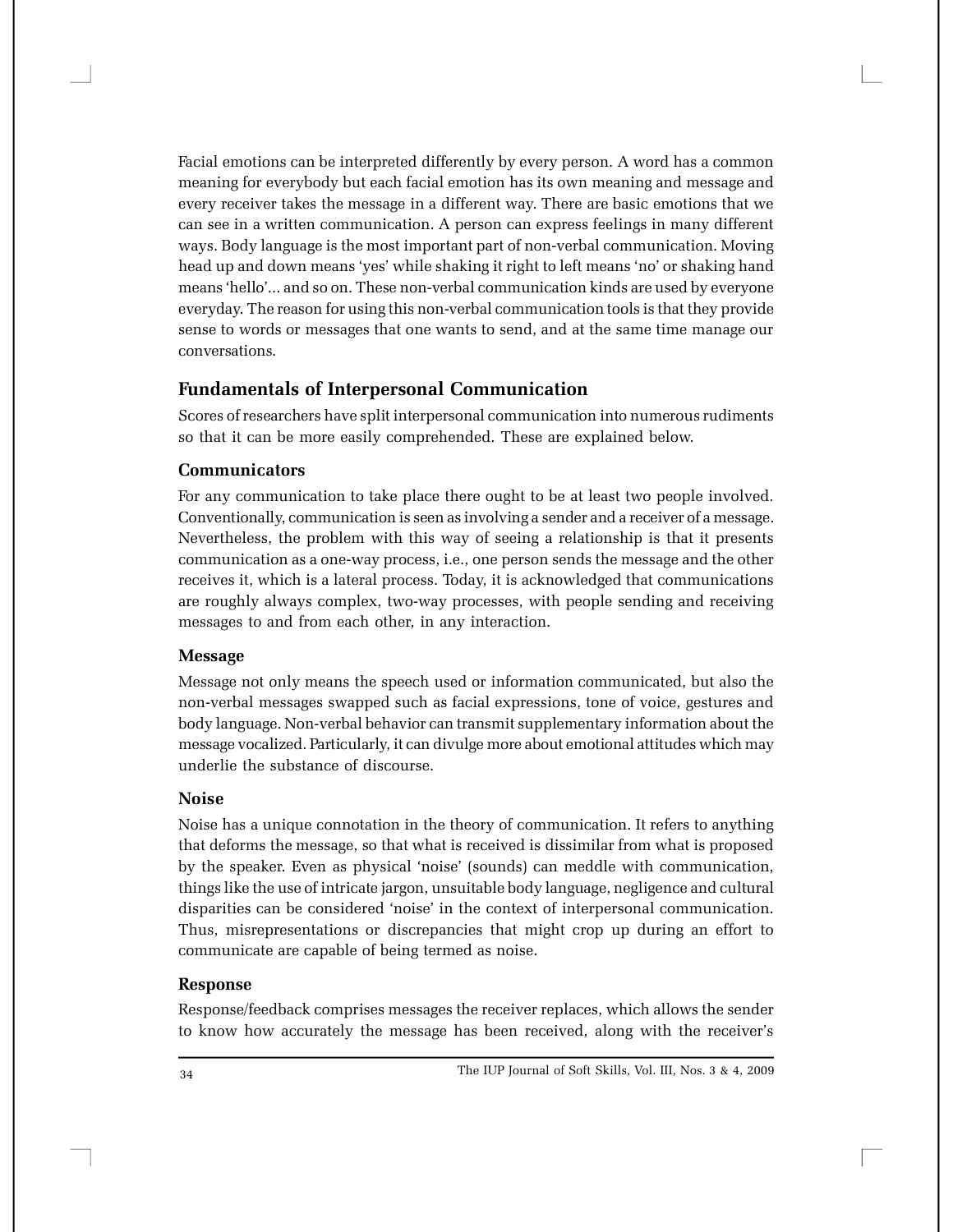Facial emotions can be interpreted differently by every person. A word has a common meaning for everybody but each facial emotion has its own meaning and message and every receiver takes the message in a different way. There are basic emotions that we can see in a written communication. A person can express feelings in many different ways. Body language is the most important part of non-verbal communication. Moving head up and down means 'yes' while shaking it right to left means 'no' or shaking hand means 'hello'... and so on. These non-verbal communication kinds are used by everyone everyday. The reason for using this non-verbal communication tools is that they provide sense to words or messages that one wants to send, and at the same time manage our conversations.

## Fundamentals of Interpersonal Communication

Scores of researchers have split interpersonal communication into numerous rudiments so that it can be more easily comprehended. These are explained below.

### Communicators

For any communication to take place there ought to be at least two people involved. Conventionally, communication is seen as involving a sender and a receiver of a message. Nevertheless, the problem with this way of seeing a relationship is that it presents communication as a one-way process, i.e., one person sends the message and the other receives it, which is a lateral process. Today, it is acknowledged that communications are roughly always complex, two-way processes, with people sending and receiving messages to and from each other, in any interaction.

### Message

Message not only means the speech used or information communicated, but also the non-verbal messages swapped such as facial expressions, tone of voice, gestures and body language. Non-verbal behavior can transmit supplementary information about the message vocalized. Particularly, it can divulge more about emotional attitudes which may underlie the substance of discourse.

### Noise

Noise has a unique connotation in the theory of communication. It refers to anything that deforms the message, so that what is received is dissimilar from what is proposed by the speaker. Even as physical 'noise' (sounds) can meddle with communication, things like the use of intricate jargon, unsuitable body language, negligence and cultural disparities can be considered 'noise' in the context of interpersonal communication. Thus, misrepresentations or discrepancies that might crop up during an effort to communicate are capable of being termed as noise.

### Response

Response/feedback comprises messages the receiver replaces, which allows the sender to know how accurately the message has been received, along with the receiver's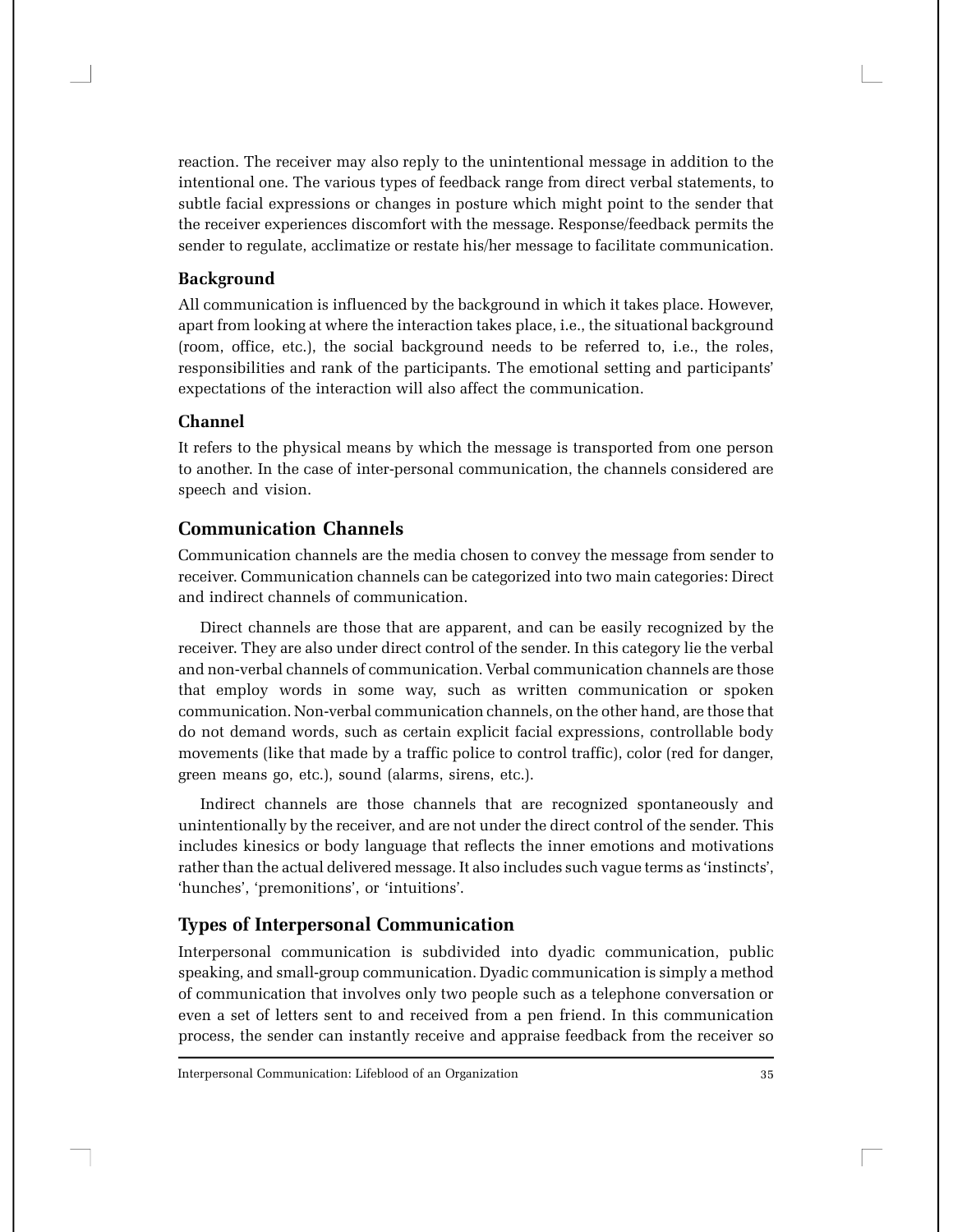reaction. The receiver may also reply to the unintentional message in addition to the intentional one. The various types of feedback range from direct verbal statements, to subtle facial expressions or changes in posture which might point to the sender that the receiver experiences discomfort with the message. Response/feedback permits the sender to regulate, acclimatize or restate his/her message to facilitate communication.

### Background

All communication is influenced by the background in which it takes place. However, apart from looking at where the interaction takes place, i.e., the situational background (room, office, etc.), the social background needs to be referred to, i.e., the roles, responsibilities and rank of the participants. The emotional setting and participants' expectations of the interaction will also affect the communication.

### Channel

It refers to the physical means by which the message is transported from one person to another. In the case of inter-personal communication, the channels considered are speech and vision.

## Communication Channels

Communication channels are the media chosen to convey the message from sender to receiver. Communication channels can be categorized into two main categories: Direct and indirect channels of communication.

Direct channels are those that are apparent, and can be easily recognized by the receiver. They are also under direct control of the sender. In this category lie the verbal and non-verbal channels of communication. Verbal communication channels are those that employ words in some way, such as written communication or spoken communication. Non-verbal communication channels, on the other hand, are those that do not demand words, such as certain explicit facial expressions, controllable body movements (like that made by a traffic police to control traffic), color (red for danger, green means go, etc.), sound (alarms, sirens, etc.).

Indirect channels are those channels that are recognized spontaneously and unintentionally by the receiver, and are not under the direct control of the sender. This includes kinesics or body language that reflects the inner emotions and motivations rather than the actual delivered message. It also includes such vague terms as 'instincts', 'hunches', 'premonitions', or 'intuitions'.

## Types of Interpersonal Communication

Interpersonal communication is subdivided into dyadic communication, public speaking, and small-group communication. Dyadic communication is simply a method of communication that involves only two people such as a telephone conversation or even a set of letters sent to and received from a pen friend. In this communication process, the sender can instantly receive and appraise feedback from the receiver so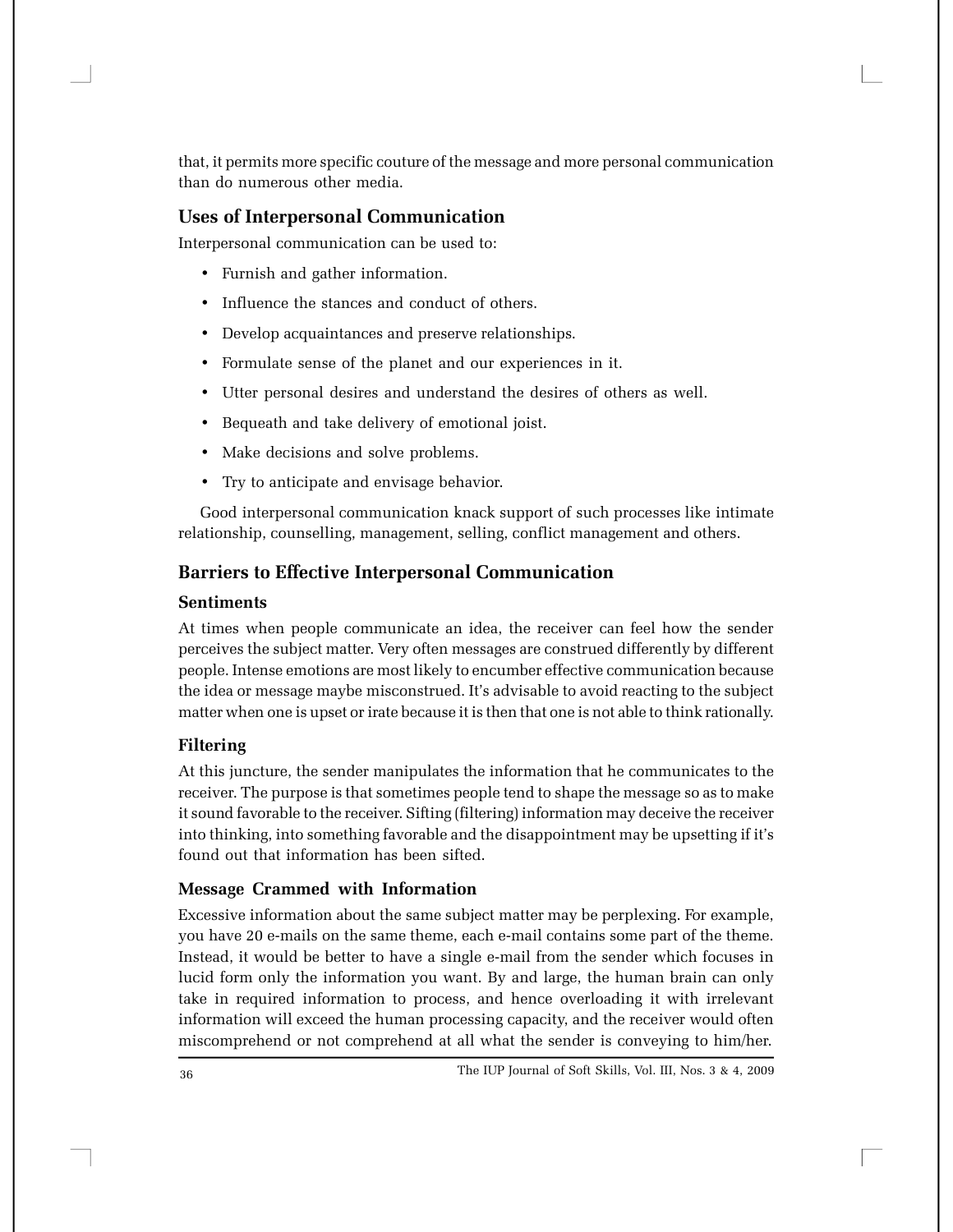that, it permits more specific couture of the message and more personal communication than do numerous other media.

## Uses of Interpersonal Communication

Interpersonal communication can be used to:

- Furnish and gather information.
- Influence the stances and conduct of others.
- Develop acquaintances and preserve relationships.
- Formulate sense of the planet and our experiences in it.
- Utter personal desires and understand the desires of others as well.
- Bequeath and take delivery of emotional joist.
- Make decisions and solve problems.
- Try to anticipate and envisage behavior.

Good interpersonal communication knack support of such processes like intimate relationship, counselling, management, selling, conflict management and others.

## Barriers to Effective Interpersonal Communication

### Sentiments

At times when people communicate an idea, the receiver can feel how the sender perceives the subject matter. Very often messages are construed differently by different people. Intense emotions are most likely to encumber effective communication because the idea or message maybe misconstrued. It's advisable to avoid reacting to the subject matter when one is upset or irate because it is then that one is not able to think rationally.

### Filtering

At this juncture, the sender manipulates the information that he communicates to the receiver. The purpose is that sometimes people tend to shape the message so as to make it sound favorable to the receiver. Sifting (filtering) information may deceive the receiver into thinking, into something favorable and the disappointment may be upsetting if it's found out that information has been sifted.

### Message Crammed with Information

Excessive information about the same subject matter may be perplexing. For example, you have 20 e-mails on the same theme, each e-mail contains some part of the theme. Instead, it would be better to have a single e-mail from the sender which focuses in lucid form only the information you want. By and large, the human brain can only take in required information to process, and hence overloading it with irrelevant information will exceed the human processing capacity, and the receiver would often miscomprehend or not comprehend at all what the sender is conveying to him/her.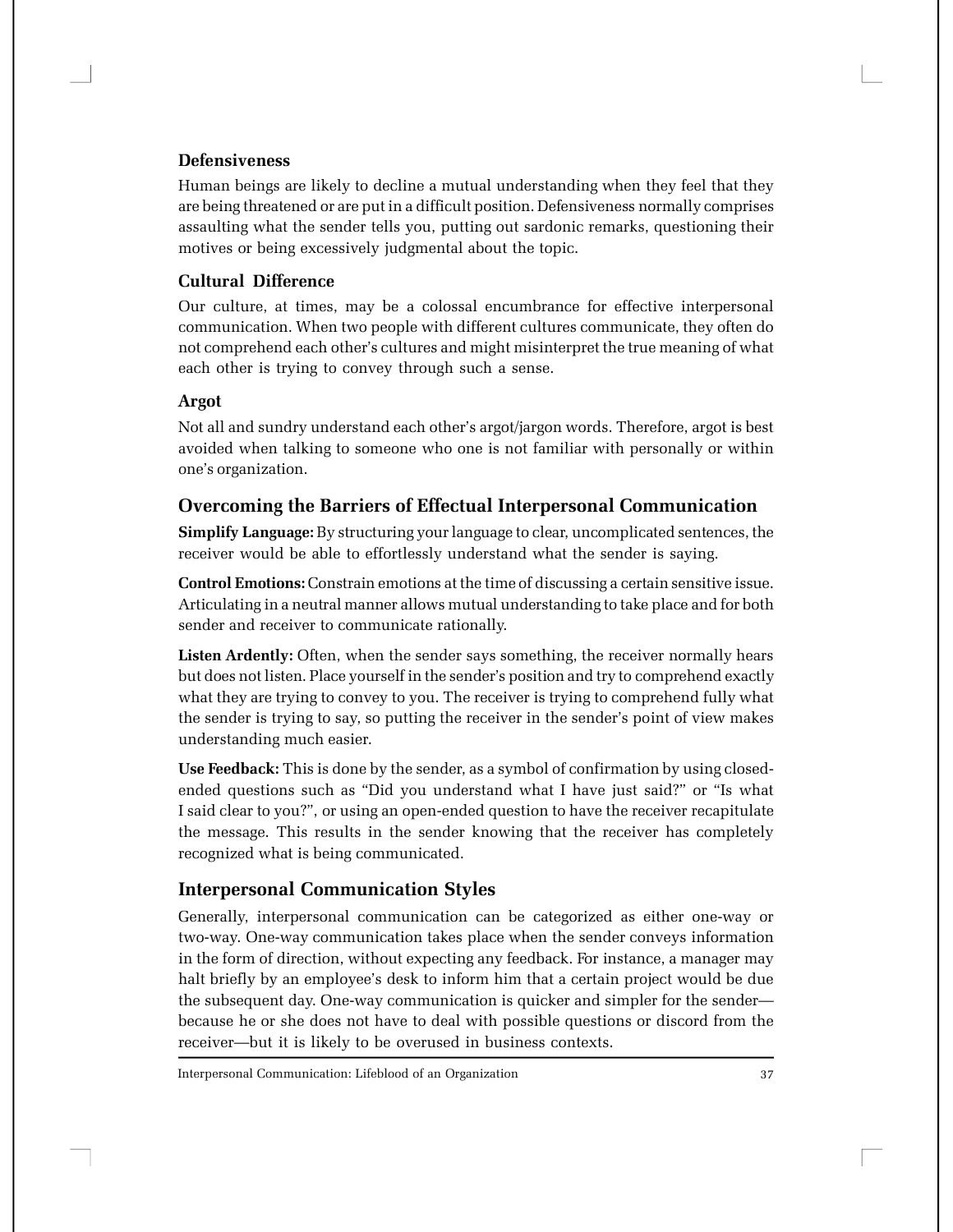### Defensiveness

Human beings are likely to decline a mutual understanding when they feel that they are being threatened or are put in a difficult position. Defensiveness normally comprises assaulting what the sender tells you, putting out sardonic remarks, questioning their motives or being excessively judgmental about the topic.

### Cultural Difference

Our culture, at times, may be a colossal encumbrance for effective interpersonal communication. When two people with different cultures communicate, they often do not comprehend each other's cultures and might misinterpret the true meaning of what each other is trying to convey through such a sense.

### Argot

Not all and sundry understand each other's argot/jargon words. Therefore, argot is best avoided when talking to someone who one is not familiar with personally or within one's organization.

## Overcoming the Barriers of Effectual Interpersonal Communication

**Simplify Language:** By structuring your language to clear, uncomplicated sentences, the receiver would be able to effortlessly understand what the sender is saying.

**Control Emotions:** Constrain emotions at the time of discussing a certain sensitive issue. Articulating in a neutral manner allows mutual understanding to take place and for both sender and receiver to communicate rationally.

**Listen Ardently:** Often, when the sender says something, the receiver normally hears but does not listen. Place yourself in the sender's position and try to comprehend exactly what they are trying to convey to you. The receiver is trying to comprehend fully what the sender is trying to say, so putting the receiver in the sender's point of view makes understanding much easier.

**Use Feedback:** This is done by the sender, as a symbol of confirmation by using closed-ended questions such as "Did you understand what I have just said?" or "Is what I said clear to you?", or using an open-ended question to have the receiver recapitulate the message. This results in the sender knowing that the receiver has completely recognized what is being communicated.

## Interpersonal Communication Styles

Generally, interpersonal communication can be categorized as either one-way or two-way. One-way communication takes place when the sender conveys information in the form of direction, without expecting any feedback. For instance, a manager may halt briefly by an employee's desk to inform him that a certain project would be due the subsequent day. One-way communication is quicker and simpler for the sender—because he or she does not have to deal with possible questions or discord from the receiver—but it is likely to be overused in business contexts.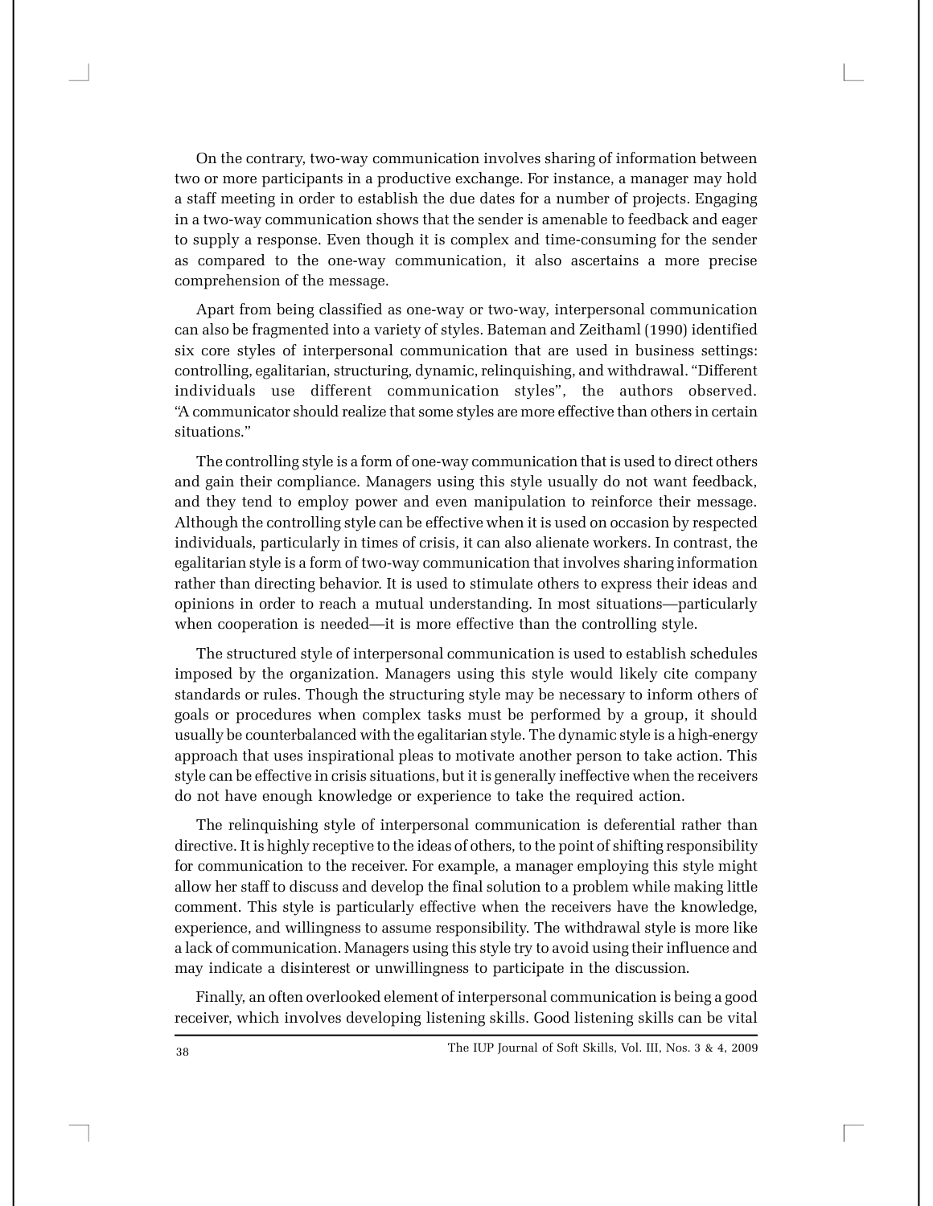On the contrary, two-way communication involves sharing of information between two or more participants in a productive exchange. For instance, a manager may hold a staff meeting in order to establish the due dates for a number of projects. Engaging in a two-way communication shows that the sender is amenable to feedback and eager to supply a response. Even though it is complex and time-consuming for the sender as compared to the one-way communication, it also ascertains a more precise comprehension of the message.

Apart from being classified as one-way or two-way, interpersonal communication can also be fragmented into a variety of styles. Bateman and Zeithaml (1990) identified six core styles of interpersonal communication that are used in business settings: controlling, egalitarian, structuring, dynamic, relinquishing, and withdrawal. "Different individuals use different communication styles", the authors observed. "A communicator should realize that some styles are more effective than others in certain situations."

The controlling style is a form of one-way communication that is used to direct others and gain their compliance. Managers using this style usually do not want feedback, and they tend to employ power and even manipulation to reinforce their message. Although the controlling style can be effective when it is used on occasion by respected individuals, particularly in times of crisis, it can also alienate workers. In contrast, the egalitarian style is a form of two-way communication that involves sharing information rather than directing behavior. It is used to stimulate others to express their ideas and opinions in order to reach a mutual understanding. In most situations—particularly when cooperation is needed—it is more effective than the controlling style.

The structured style of interpersonal communication is used to establish schedules imposed by the organization. Managers using this style would likely cite company standards or rules. Though the structuring style may be necessary to inform others of goals or procedures when complex tasks must be performed by a group, it should usually be counterbalanced with the egalitarian style. The dynamic style is a high-energy approach that uses inspirational pleas to motivate another person to take action. This style can be effective in crisis situations, but it is generally ineffective when the receivers do not have enough knowledge or experience to take the required action.

The relinquishing style of interpersonal communication is deferential rather than directive. It is highly receptive to the ideas of others, to the point of shifting responsibility for communication to the receiver. For example, a manager employing this style might allow her staff to discuss and develop the final solution to a problem while making little comment. This style is particularly effective when the receivers have the knowledge, experience, and willingness to assume responsibility. The withdrawal style is more like a lack of communication. Managers using this style try to avoid using their influence and may indicate a disinterest or unwillingness to participate in the discussion.

Finally, an often overlooked element of interpersonal communication is being a good receiver, which involves developing listening skills. Good listening skills can be vital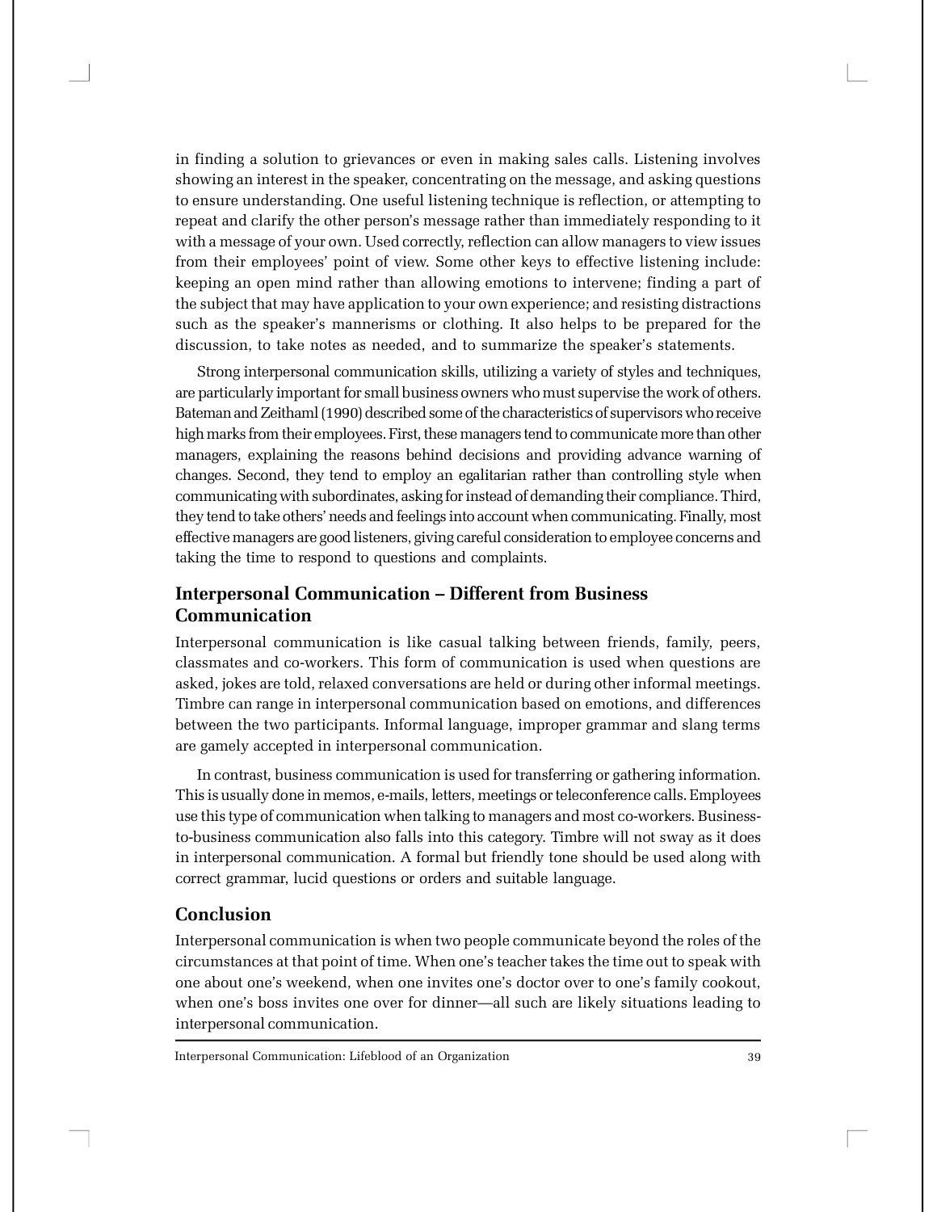in finding a solution to grievances or even in making sales calls. Listening involves showing an interest in the speaker, concentrating on the message, and asking questions to ensure understanding. One useful listening technique is reflection, or attempting to repeat and clarify the other person's message rather than immediately responding to it with a message of your own. Used correctly, reflection can allow managers to view issues from their employees' point of view. Some other keys to effective listening include: keeping an open mind rather than allowing emotions to intervene; finding a part of the subject that may have application to your own experience; and resisting distractions such as the speaker's mannerisms or clothing. It also helps to be prepared for the discussion, to take notes as needed, and to summarize the speaker's statements.

Strong interpersonal communication skills, utilizing a variety of styles and techniques, are particularly important for small business owners who must supervise the work of others. Bateman and Zeithaml (1990) described some of the characteristics of supervisors who receive high marks from their employees. First, these managers tend to communicate more than other managers, explaining the reasons behind decisions and providing advance warning of changes. Second, they tend to employ an egalitarian rather than controlling style when communicating with subordinates, asking for instead of demanding their compliance. Third, they tend to take others' needs and feelings into account when communicating. Finally, most effective managers are good listeners, giving careful consideration to employee concerns and taking the time to respond to questions and complaints.

## Interpersonal Communication – Different from Business Communication

Interpersonal communication is like casual talking between friends, family, peers, classmates and co-workers. This form of communication is used when questions are asked, jokes are told, relaxed conversations are held or during other informal meetings. Timbre can range in interpersonal communication based on emotions, and differences between the two participants. Informal language, improper grammar and slang terms are gamely accepted in interpersonal communication.

In contrast, business communication is used for transferring or gathering information. This is usually done in memos, e-mails, letters, meetings or teleconference calls. Employees use this type of communication when talking to managers and most co-workers. Business-to-business communication also falls into this category. Timbre will not sway as it does in interpersonal communication. A formal but friendly tone should be used along with correct grammar, lucid questions or orders and suitable language.

## Conclusion

Interpersonal communication is when two people communicate beyond the roles of the circumstances at that point of time. When one's teacher takes the time out to speak with one about one's weekend, when one invites one's doctor over to one's family cookout, when one's boss invites one over for dinner—all such are likely situations leading to interpersonal communication.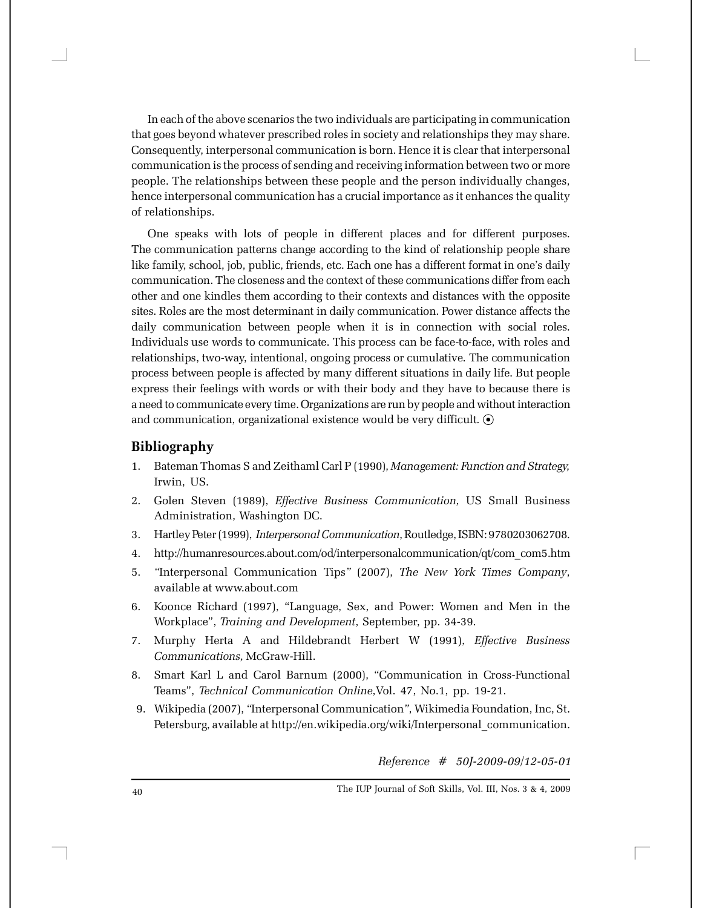In each of the above scenarios the two individuals are participating in communication that goes beyond whatever prescribed roles in society and relationships they may share. Consequently, interpersonal communication is born. Hence it is clear that interpersonal communication is the process of sending and receiving information between two or more people. The relationships between these people and the person individually changes, hence interpersonal communication has a crucial importance as it enhances the quality of relationships.

One speaks with lots of people in different places and for different purposes. The communication patterns change according to the kind of relationship people share like family, school, job, public, friends, etc. Each one has a different format in one's daily communication. The closeness and the context of these communications differ from each other and one kindles them according to their contexts and distances with the opposite sites. Roles are the most determinant in daily communication. Power distance affects the daily communication between people when it is in connection with social roles. Individuals use words to communicate. This process can be face-to-face, with roles and relationships, two-way, intentional, ongoing process or cumulative. The communication process between people is affected by many different situations in daily life. But people express their feelings with words or with their body and they have to because there is a need to communicate every time. Organizations are run by people and without interaction and communication, organizational existence would be very difficult. ⦿

## Bibliography

1. Bateman Thomas S and Zeithaml Carl P (1990), *Management: Function and Strategy,* Irwin, US.
2. Golen Steven (1989), *Effective Business Communication*, US Small Business Administration, Washington DC.
3. Hartley Peter (1999), *Interpersonal Communication*, Routledge, ISBN: 9780203062708.
4. http://humanresources.about.com/od/interpersonalcommunication/qt/com_com5.htm
5. "Interpersonal Communication Tips" (2007), *The New York Times Company*, available at www.about.com
6. Koonce Richard (1997), "Language, Sex, and Power: Women and Men in the Workplace", *Training and Development*, September, pp. 34-39.
7. Murphy Herta A and Hildebrandt Herbert W (1991), *Effective Business Communications,* McGraw-Hill.
8. Smart Karl L and Carol Barnum (2000), "Communication in Cross-Functional Teams", *Technical Communication Online*,Vol. 47, No.1, pp. 19-21.
9. Wikipedia (2007), "Interpersonal Communication", Wikimedia Foundation, Inc, St. Petersburg, available at http://en.wikipedia.org/wiki/Interpersonal_communication.

*Reference # 50J-2009-09/12-05-01*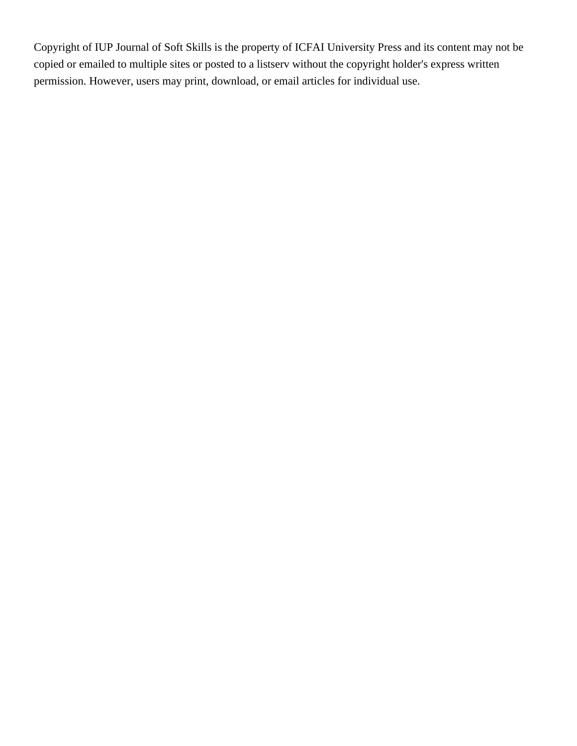Copyright of IUP Journal of Soft Skills is the property of ICFAI University Press and its content may not be copied or emailed to multiple sites or posted to a listserv without the copyright holder's express written permission. However, users may print, download, or email articles for individual use.